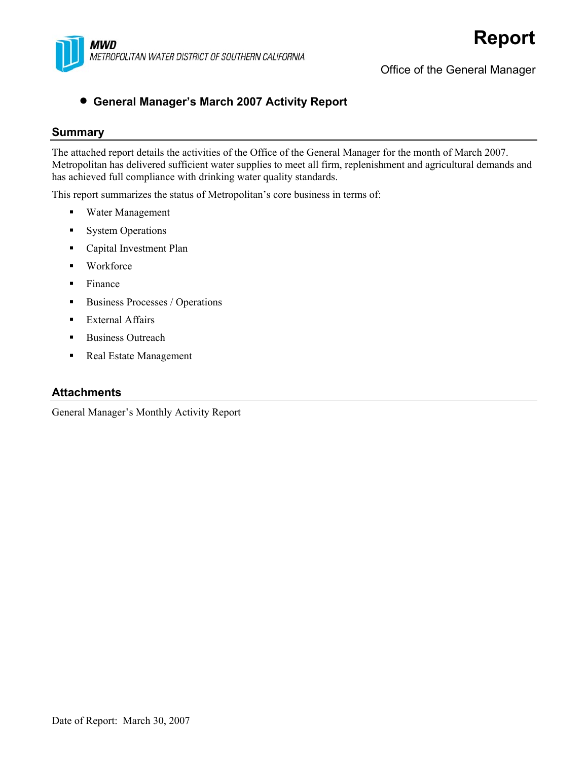**MWD**
*METROPOLITAN WATER DISTRICT OF SOUTHERN CALIFORNIA*

# Report

Office of the General Manager

- **General Manager's March 2007 Activity Report**

## Summary

The attached report details the activities of the Office of the General Manager for the month of March 2007. Metropolitan has delivered sufficient water supplies to meet all firm, replenishment and agricultural demands and has achieved full compliance with drinking water quality standards.

This report summarizes the status of Metropolitan's core business in terms of:

- Water Management
- System Operations
- Capital Investment Plan
- Workforce
- Finance
- Business Processes / Operations
- External Affairs
- Business Outreach
- Real Estate Management

## Attachments

General Manager's Monthly Activity Report

Date of Report: March 30, 2007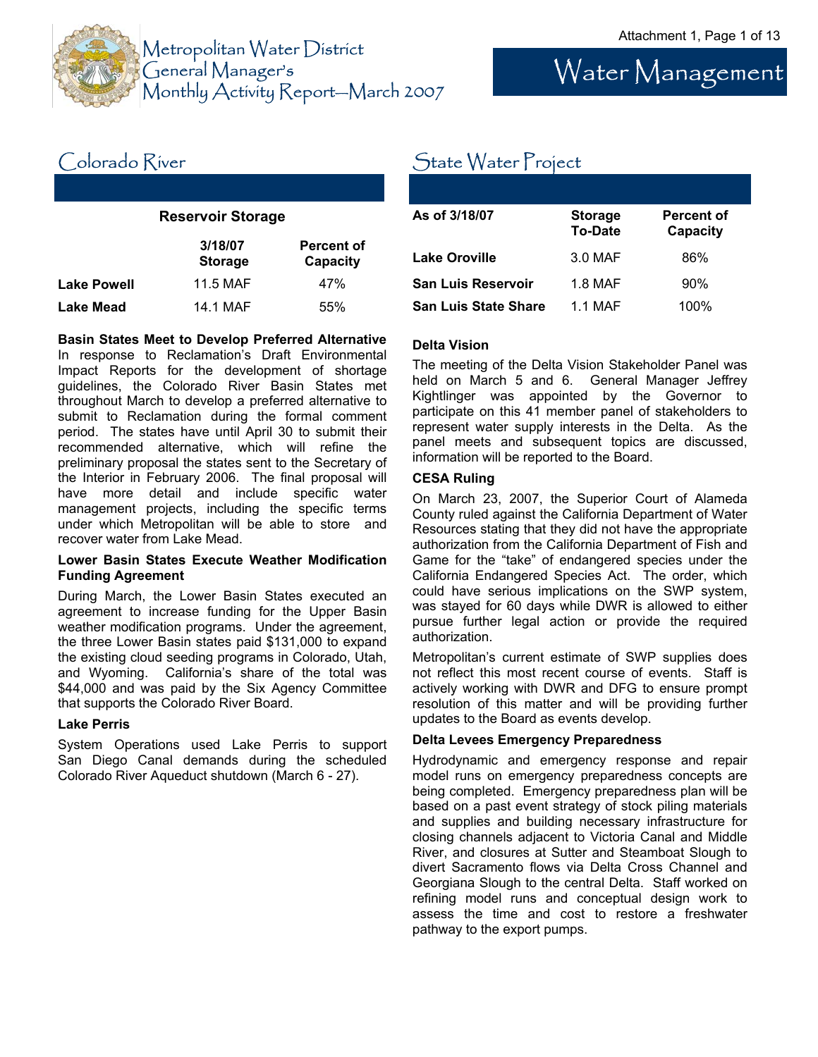# Metropolitan Water District General Manager's Monthly Activity Report—March 2007

# Water Management

## Colorado River

**Reservoir Storage**

| | 3/18/07 Storage | Percent of Capacity |
|---|---|---|
| **Lake Powell** | 11.5 MAF | 47% |
| **Lake Mead** | 14.1 MAF | 55% |

**Basin States Meet to Develop Preferred Alternative**

In response to Reclamation's Draft Environmental Impact Reports for the development of shortage guidelines, the Colorado River Basin States met throughout March to develop a preferred alternative to submit to Reclamation during the formal comment period. The states have until April 30 to submit their recommended alternative, which will refine the preliminary proposal the states sent to the Secretary of the Interior in February 2006. The final proposal will have more detail and include specific water management projects, including the specific terms under which Metropolitan will be able to store and recover water from Lake Mead.

**Lower Basin States Execute Weather Modification Funding Agreement**

During March, the Lower Basin States executed an agreement to increase funding for the Upper Basin weather modification programs. Under the agreement, the three Lower Basin states paid $131,000 to expand the existing cloud seeding programs in Colorado, Utah, and Wyoming. California's share of the total was $44,000 and was paid by the Six Agency Committee that supports the Colorado River Board.

**Lake Perris**

System Operations used Lake Perris to support San Diego Canal demands during the scheduled Colorado River Aqueduct shutdown (March 6 - 27).

## State Water Project

| As of 3/18/07 | Storage To-Date | Percent of Capacity |
|---|---|---|
| **Lake Oroville** | 3.0 MAF | 86% |
| **San Luis Reservoir** | 1.8 MAF | 90% |
| **San Luis State Share** | 1.1 MAF | 100% |

**Delta Vision**

The meeting of the Delta Vision Stakeholder Panel was held on March 5 and 6. General Manager Jeffrey Kightlinger was appointed by the Governor to participate on this 41 member panel of stakeholders to represent water supply interests in the Delta. As the panel meets and subsequent topics are discussed, information will be reported to the Board.

**CESA Ruling**

On March 23, 2007, the Superior Court of Alameda County ruled against the California Department of Water Resources stating that they did not have the appropriate authorization from the California Department of Fish and Game for the "take" of endangered species under the California Endangered Species Act. The order, which could have serious implications on the SWP system, was stayed for 60 days while DWR is allowed to either pursue further legal action or provide the required authorization.

Metropolitan's current estimate of SWP supplies does not reflect this most recent course of events. Staff is actively working with DWR and DFG to ensure prompt resolution of this matter and will be providing further updates to the Board as events develop.

**Delta Levees Emergency Preparedness**

Hydrodynamic and emergency response and repair model runs on emergency preparedness concepts are being completed. Emergency preparedness plan will be based on a past event strategy of stock piling materials and supplies and building necessary infrastructure for closing channels adjacent to Victoria Canal and Middle River, and closures at Sutter and Steamboat Slough to divert Sacramento flows via Delta Cross Channel and Georgiana Slough to the central Delta. Staff worked on refining model runs and conceptual design work to assess the time and cost to restore a freshwater pathway to the export pumps.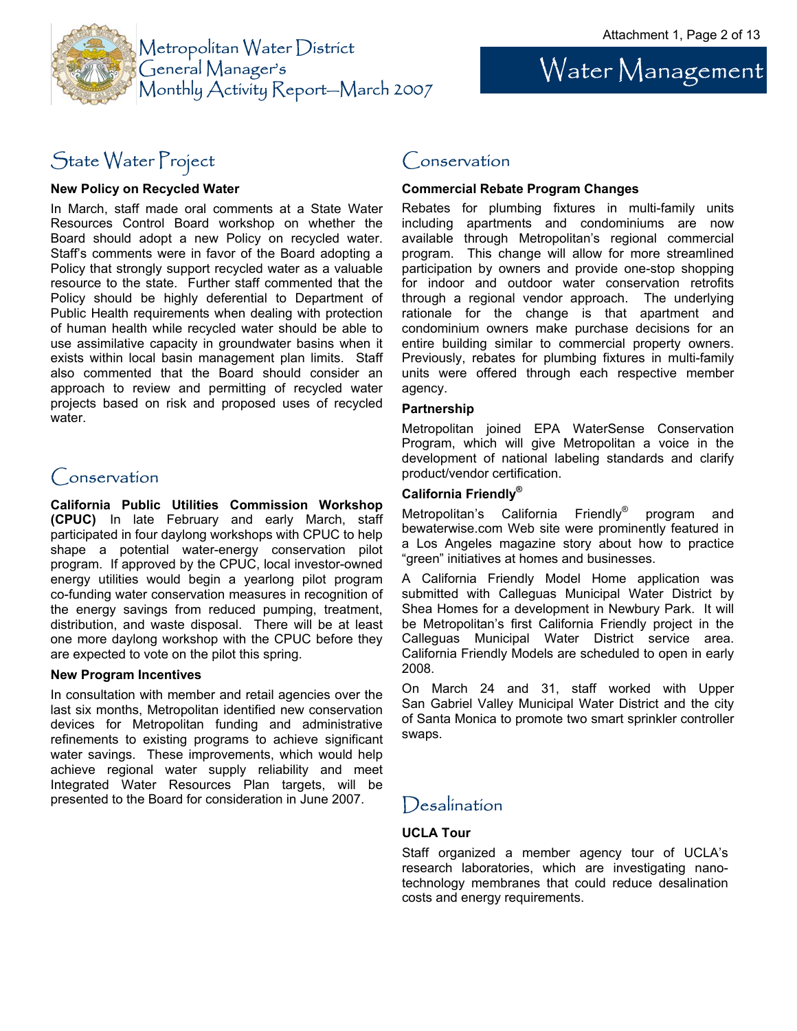# Water Management

## State Water Project

**New Policy on Recycled Water**

In March, staff made oral comments at a State Water Resources Control Board workshop on whether the Board should adopt a new Policy on recycled water. Staff's comments were in favor of the Board adopting a Policy that strongly support recycled water as a valuable resource to the state. Further staff commented that the Policy should be highly deferential to Department of Public Health requirements when dealing with protection of human health while recycled water should be able to use assimilative capacity in groundwater basins when it exists within local basin management plan limits. Staff also commented that the Board should consider an approach to review and permitting of recycled water projects based on risk and proposed uses of recycled water.

## Conservation

**California Public Utilities Commission Workshop (CPUC)** In late February and early March, staff participated in four daylong workshops with CPUC to help shape a potential water-energy conservation pilot program. If approved by the CPUC, local investor-owned energy utilities would begin a yearlong pilot program co-funding water conservation measures in recognition of the energy savings from reduced pumping, treatment, distribution, and waste disposal. There will be at least one more daylong workshop with the CPUC before they are expected to vote on the pilot this spring.

**New Program Incentives**

In consultation with member and retail agencies over the last six months, Metropolitan identified new conservation devices for Metropolitan funding and administrative refinements to existing programs to achieve significant water savings. These improvements, which would help achieve regional water supply reliability and meet Integrated Water Resources Plan targets, will be presented to the Board for consideration in June 2007.

## Conservation

**Commercial Rebate Program Changes**

Rebates for plumbing fixtures in multi-family units including apartments and condominiums are now available through Metropolitan's regional commercial program. This change will allow for more streamlined participation by owners and provide one-stop shopping for indoor and outdoor water conservation retrofits through a regional vendor approach. The underlying rationale for the change is that apartment and condominium owners make purchase decisions for an entire building similar to commercial property owners. Previously, rebates for plumbing fixtures in multi-family units were offered through each respective member agency.

**Partnership**

Metropolitan joined EPA WaterSense Conservation Program, which will give Metropolitan a voice in the development of national labeling standards and clarify product/vendor certification.

**California Friendly®**

Metropolitan's California Friendly® program and bewaterwise.com Web site were prominently featured in a Los Angeles magazine story about how to practice "green" initiatives at homes and businesses.

A California Friendly Model Home application was submitted with Calleguas Municipal Water District by Shea Homes for a development in Newbury Park. It will be Metropolitan's first California Friendly project in the Calleguas Municipal Water District service area. California Friendly Models are scheduled to open in early 2008.

On March 24 and 31, staff worked with Upper San Gabriel Valley Municipal Water District and the city of Santa Monica to promote two smart sprinkler controller swaps.

## Desalination

**UCLA Tour**

Staff organized a member agency tour of UCLA's research laboratories, which are investigating nano-technology membranes that could reduce desalination costs and energy requirements.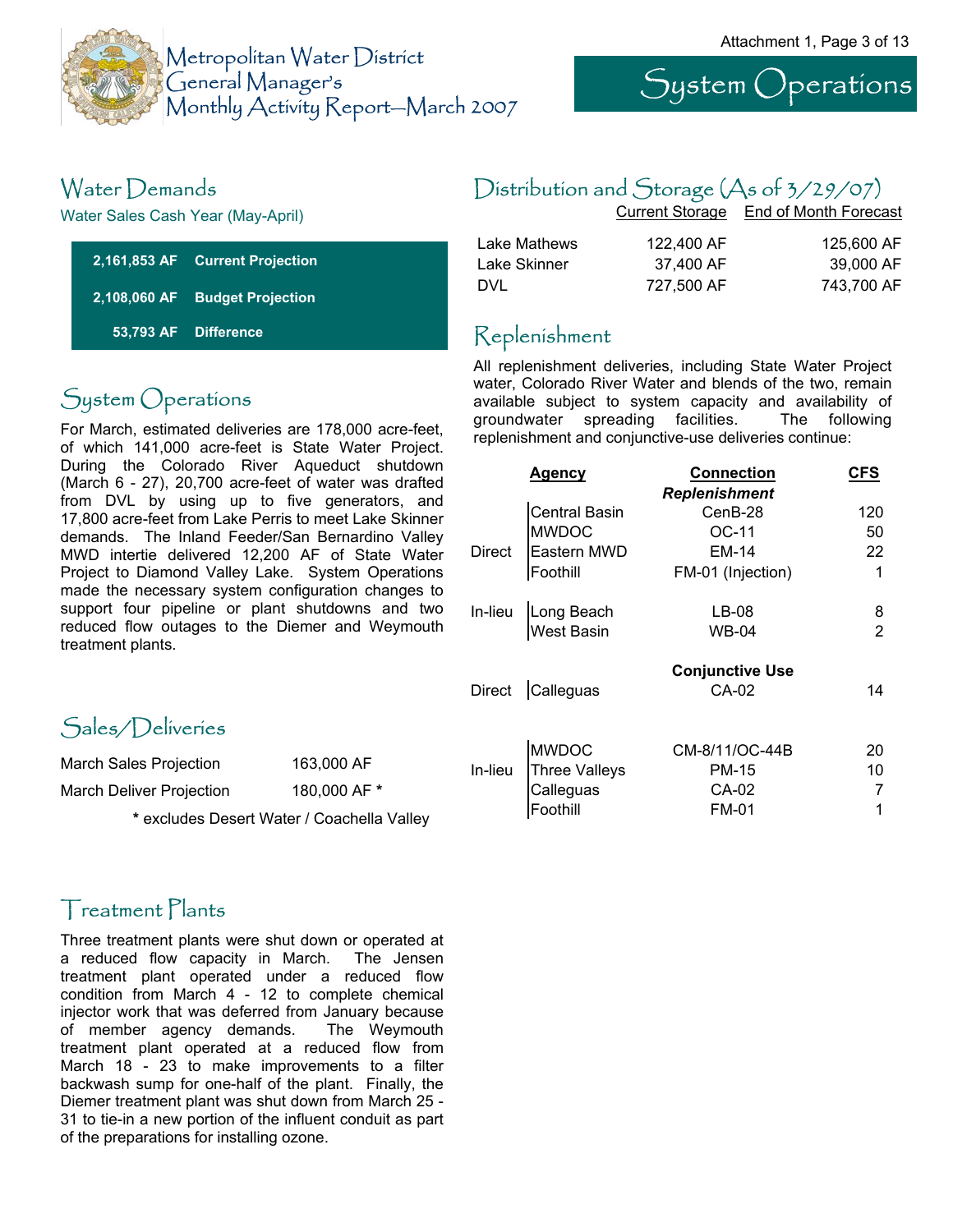# Metropolitan Water District General Manager's Monthly Activity Report—March 2007

# System Operations

## Water Demands

Water Sales Cash Year (May-April)

| | |
|---|---|
| 2,161,853 AF | Current Projection |
| 2,108,060 AF | Budget Projection |
| 53,793 AF | Difference |

## System Operations

For March, estimated deliveries are 178,000 acre-feet, of which 141,000 acre-feet is State Water Project. During the Colorado River Aqueduct shutdown (March 6 - 27), 20,700 acre-feet of water was drafted from DVL by using up to five generators, and 17,800 acre-feet from Lake Perris to meet Lake Skinner demands. The Inland Feeder/San Bernardino Valley MWD intertie delivered 12,200 AF of State Water Project to Diamond Valley Lake. System Operations made the necessary system configuration changes to support four pipeline or plant shutdowns and two reduced flow outages to the Diemer and Weymouth treatment plants.

## Sales/Deliveries

| | |
|---|---|
| March Sales Projection | 163,000 AF |
| March Deliver Projection | 180,000 AF * |

\* excludes Desert Water / Coachella Valley

## Treatment Plants

Three treatment plants were shut down or operated at a reduced flow capacity in March. The Jensen treatment plant operated under a reduced flow condition from March 4 - 12 to complete chemical injector work that was deferred from January because of member agency demands. The Weymouth treatment plant operated at a reduced flow from March 18 - 23 to make improvements to a filter backwash sump for one-half of the plant. Finally, the Diemer treatment plant was shut down from March 25 - 31 to tie-in a new portion of the influent conduit as part of the preparations for installing ozone.

## Distribution and Storage (As of 3/29/07)

| | Current Storage | End of Month Forecast |
|---|---|---|
| Lake Mathews | 122,400 AF | 125,600 AF |
| Lake Skinner | 37,400 AF | 39,000 AF |
| DVL | 727,500 AF | 743,700 AF |

## Replenishment

All replenishment deliveries, including State Water Project water, Colorado River Water and blends of the two, remain available subject to system capacity and availability of groundwater spreading facilities. The following replenishment and conjunctive-use deliveries continue:

| | Agency | Connection | CFS |
|---|---|---|---|
| | | ***Replenishment*** | |
| Direct | Central Basin | CenB-28 | 120 |
| Direct | MWDOC | OC-11 | 50 |
| Direct | Eastern MWD | EM-14 | 22 |
| Direct | Foothill | FM-01 (Injection) | 1 |
| In-lieu | Long Beach | LB-08 | 8 |
| In-lieu | West Basin | WB-04 | 2 |
| | | **Conjunctive Use** | |
| Direct | Calleguas | CA-02 | 14 |
| In-lieu | MWDOC | CM-8/11/OC-44B | 20 |
| In-lieu | Three Valleys | PM-15 | 10 |
| In-lieu | Calleguas | CA-02 | 7 |
| In-lieu | Foothill | FM-01 | 1 |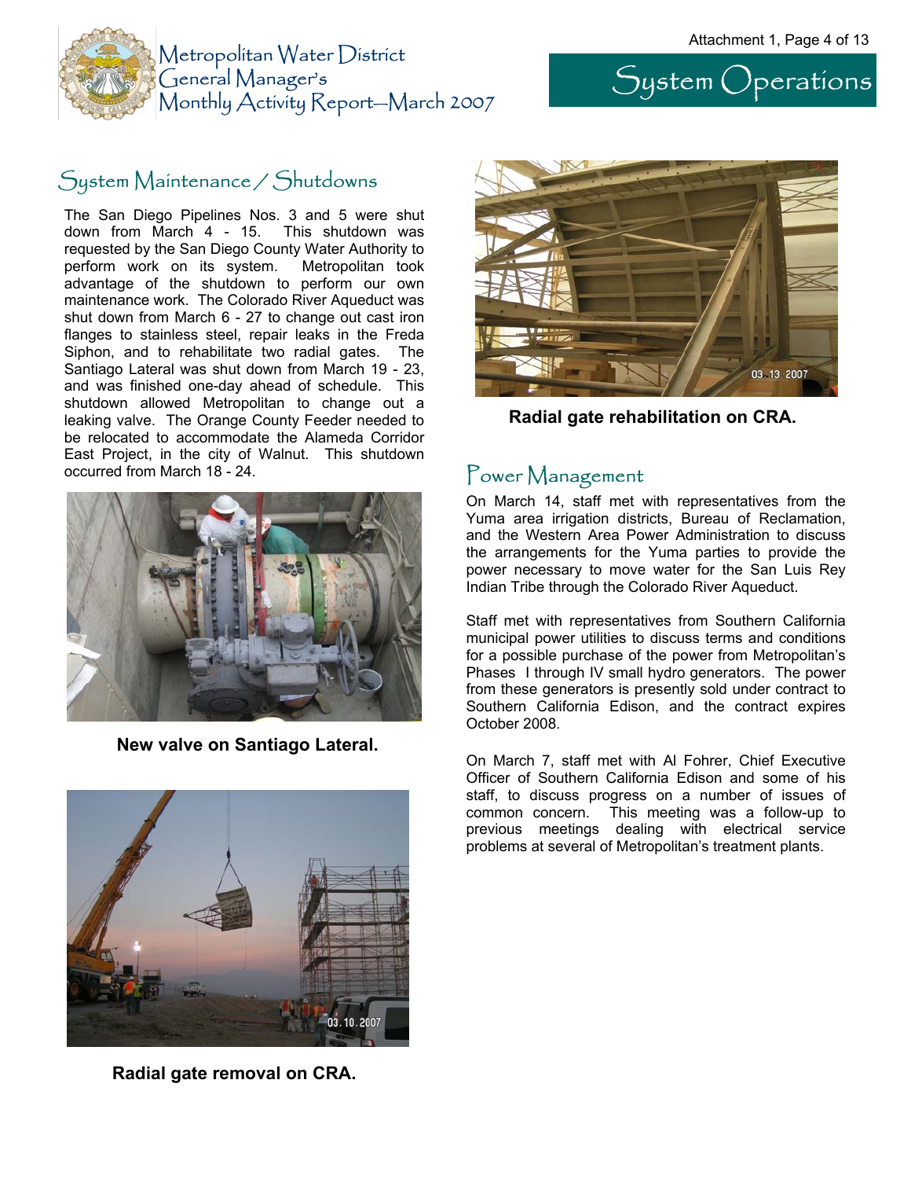# System Operations

## System Maintenance / Shutdowns

The San Diego Pipelines Nos. 3 and 5 were shut down from March 4 - 15. This shutdown was requested by the San Diego County Water Authority to perform work on its system. Metropolitan took advantage of the shutdown to perform our own maintenance work. The Colorado River Aqueduct was shut down from March 6 - 27 to change out cast iron flanges to stainless steel, repair leaks in the Freda Siphon, and to rehabilitate two radial gates. The Santiago Lateral was shut down from March 19 - 23, and was finished one-day ahead of schedule. This shutdown allowed Metropolitan to change out a leaking valve. The Orange County Feeder needed to be relocated to accommodate the Alameda Corridor East Project, in the city of Walnut. This shutdown occurred from March 18 - 24.

**New valve on Santiago Lateral.**

**Radial gate removal on CRA.**

**Radial gate rehabilitation on CRA.**

## Power Management

On March 14, staff met with representatives from the Yuma area irrigation districts, Bureau of Reclamation, and the Western Area Power Administration to discuss the arrangements for the Yuma parties to provide the power necessary to move water for the San Luis Rey Indian Tribe through the Colorado River Aqueduct.

Staff met with representatives from Southern California municipal power utilities to discuss terms and conditions for a possible purchase of the power from Metropolitan's Phases I through IV small hydro generators. The power from these generators is presently sold under contract to Southern California Edison, and the contract expires October 2008.

On March 7, staff met with Al Fohrer, Chief Executive Officer of Southern California Edison and some of his staff, to discuss progress on a number of issues of common concern. This meeting was a follow-up to previous meetings dealing with electrical service problems at several of Metropolitan's treatment plants.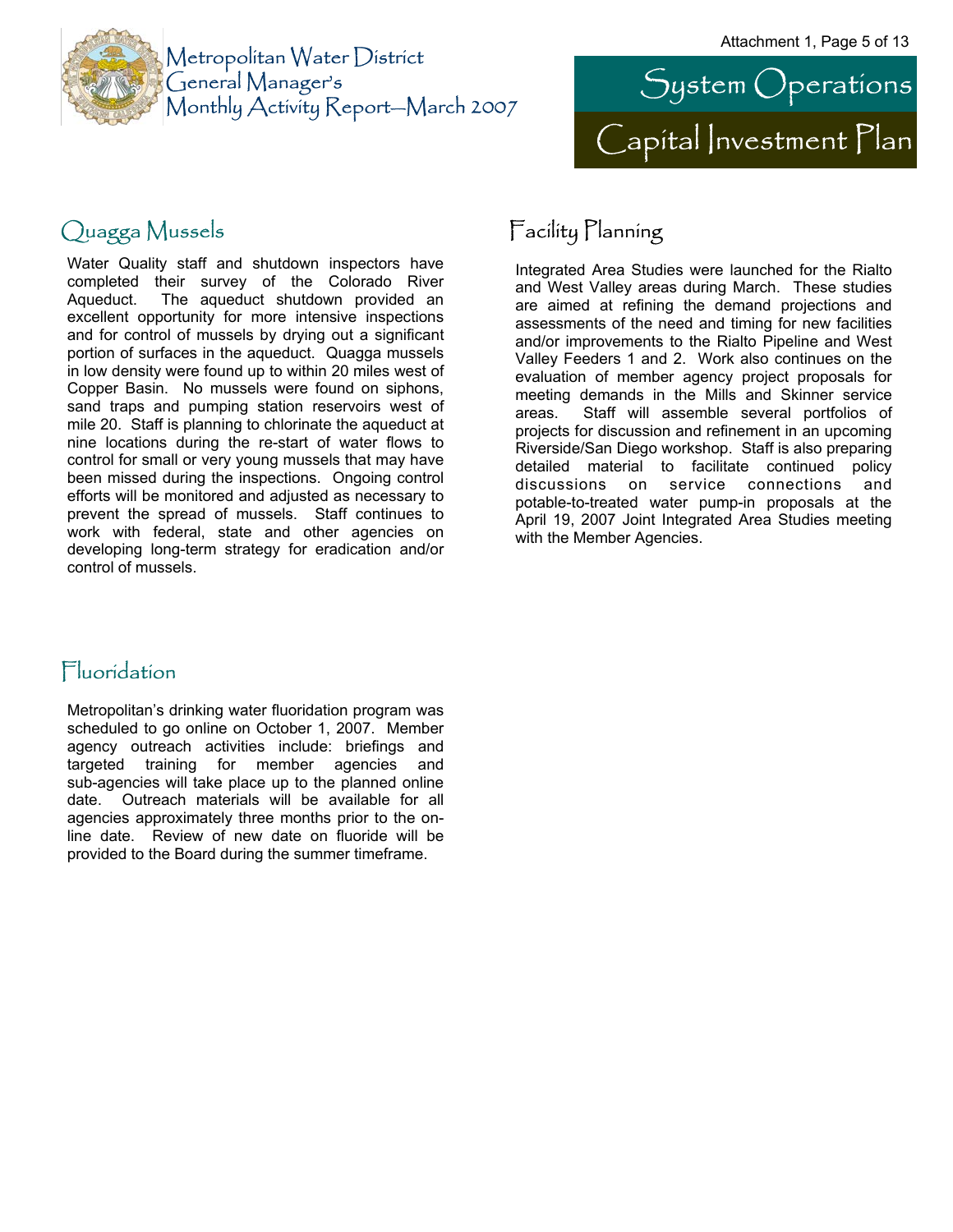# System Operations

# Capital Investment Plan

## Quagga Mussels

Water Quality staff and shutdown inspectors have completed their survey of the Colorado River Aqueduct. The aqueduct shutdown provided an excellent opportunity for more intensive inspections and for control of mussels by drying out a significant portion of surfaces in the aqueduct. Quagga mussels in low density were found up to within 20 miles west of Copper Basin. No mussels were found on siphons, sand traps and pumping station reservoirs west of mile 20. Staff is planning to chlorinate the aqueduct at nine locations during the re-start of water flows to control for small or very young mussels that may have been missed during the inspections. Ongoing control efforts will be monitored and adjusted as necessary to prevent the spread of mussels. Staff continues to work with federal, state and other agencies on developing long-term strategy for eradication and/or control of mussels.

## Fluoridation

Metropolitan's drinking water fluoridation program was scheduled to go online on October 1, 2007. Member agency outreach activities include: briefings and targeted training for member agencies and sub-agencies will take place up to the planned online date. Outreach materials will be available for all agencies approximately three months prior to the on-line date. Review of new date on fluoride will be provided to the Board during the summer timeframe.

## Facility Planning

Integrated Area Studies were launched for the Rialto and West Valley areas during March. These studies are aimed at refining the demand projections and assessments of the need and timing for new facilities and/or improvements to the Rialto Pipeline and West Valley Feeders 1 and 2. Work also continues on the evaluation of member agency project proposals for meeting demands in the Mills and Skinner service areas. Staff will assemble several portfolios of projects for discussion and refinement in an upcoming Riverside/San Diego workshop. Staff is also preparing detailed material to facilitate continued policy discussions on service connections and potable-to-treated water pump-in proposals at the April 19, 2007 Joint Integrated Area Studies meeting with the Member Agencies.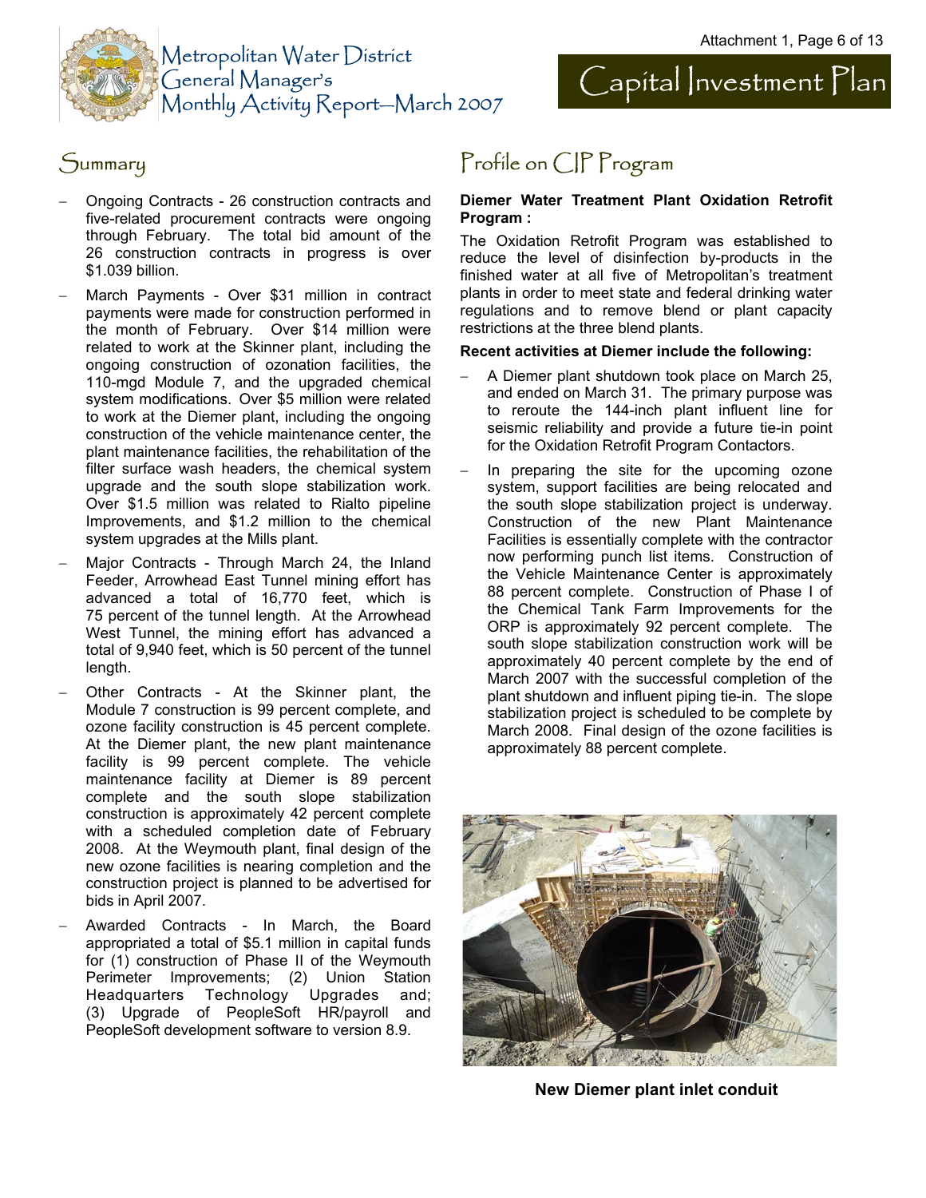# Metropolitan Water District General Manager's Monthly Activity Report—March 2007

# Capital Investment Plan

## Summary

- Ongoing Contracts - 26 construction contracts and five-related procurement contracts were ongoing through February. The total bid amount of the 26 construction contracts in progress is over $1.039 billion.
- March Payments - Over $31 million in contract payments were made for construction performed in the month of February. Over $14 million were related to work at the Skinner plant, including the ongoing construction of ozonation facilities, the 110-mgd Module 7, and the upgraded chemical system modifications. Over $5 million were related to work at the Diemer plant, including the ongoing construction of the vehicle maintenance center, the plant maintenance facilities, the rehabilitation of the filter surface wash headers, the chemical system upgrade and the south slope stabilization work. Over $1.5 million was related to Rialto pipeline Improvements, and $1.2 million to the chemical system upgrades at the Mills plant.
- Major Contracts - Through March 24, the Inland Feeder, Arrowhead East Tunnel mining effort has advanced a total of 16,770 feet, which is 75 percent of the tunnel length. At the Arrowhead West Tunnel, the mining effort has advanced a total of 9,940 feet, which is 50 percent of the tunnel length.
- Other Contracts - At the Skinner plant, the Module 7 construction is 99 percent complete, and ozone facility construction is 45 percent complete. At the Diemer plant, the new plant maintenance facility is 99 percent complete. The vehicle maintenance facility at Diemer is 89 percent complete and the south slope stabilization construction is approximately 42 percent complete with a scheduled completion date of February 2008. At the Weymouth plant, final design of the new ozone facilities is nearing completion and the construction project is planned to be advertised for bids in April 2007.
- Awarded Contracts - In March, the Board appropriated a total of $5.1 million in capital funds for (1) construction of Phase II of the Weymouth Perimeter Improvements; (2) Union Station Headquarters Technology Upgrades and; (3) Upgrade of PeopleSoft HR/payroll and PeopleSoft development software to version 8.9.

## Profile on CIP Program

**Diemer Water Treatment Plant Oxidation Retrofit Program :**

The Oxidation Retrofit Program was established to reduce the level of disinfection by-products in the finished water at all five of Metropolitan's treatment plants in order to meet state and federal drinking water regulations and to remove blend or plant capacity restrictions at the three blend plants.

**Recent activities at Diemer include the following:**

- A Diemer plant shutdown took place on March 25, and ended on March 31. The primary purpose was to reroute the 144-inch plant influent line for seismic reliability and provide a future tie-in point for the Oxidation Retrofit Program Contactors.
- In preparing the site for the upcoming ozone system, support facilities are being relocated and the south slope stabilization project is underway. Construction of the new Plant Maintenance Facilities is essentially complete with the contractor now performing punch list items. Construction of the Vehicle Maintenance Center is approximately 88 percent complete. Construction of Phase I of the Chemical Tank Farm Improvements for the ORP is approximately 92 percent complete. The south slope stabilization construction work will be approximately 40 percent complete by the end of March 2007 with the successful completion of the plant shutdown and influent piping tie-in. The slope stabilization project is scheduled to be complete by March 2008. Final design of the ozone facilities is approximately 88 percent complete.

**New Diemer plant inlet conduit**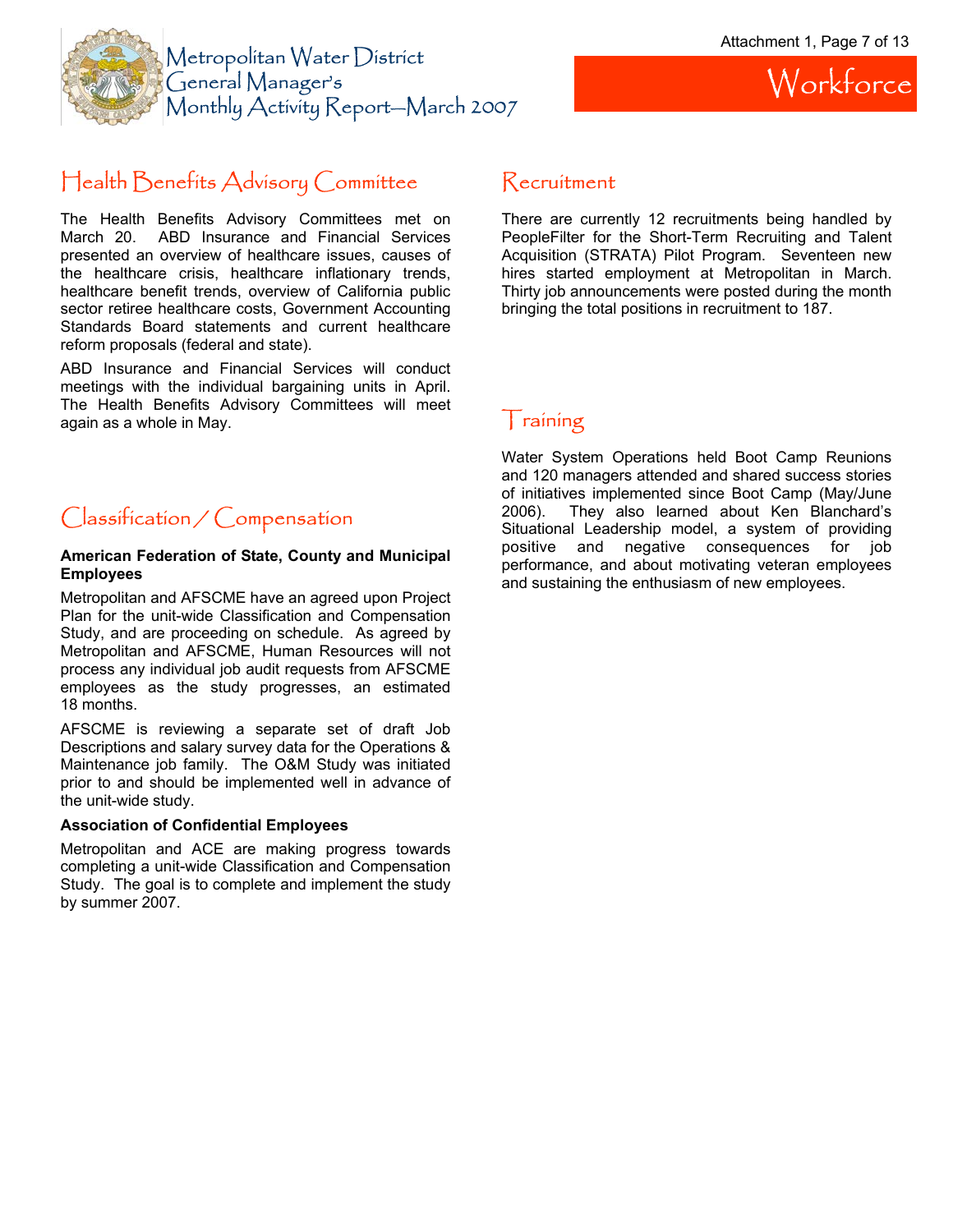# Workforce

## Health Benefits Advisory Committee

The Health Benefits Advisory Committees met on March 20. ABD Insurance and Financial Services presented an overview of healthcare issues, causes of the healthcare crisis, healthcare inflationary trends, healthcare benefit trends, overview of California public sector retiree healthcare costs, Government Accounting Standards Board statements and current healthcare reform proposals (federal and state).

ABD Insurance and Financial Services will conduct meetings with the individual bargaining units in April. The Health Benefits Advisory Committees will meet again as a whole in May.

## Classification / Compensation

**American Federation of State, County and Municipal Employees**

Metropolitan and AFSCME have an agreed upon Project Plan for the unit-wide Classification and Compensation Study, and are proceeding on schedule. As agreed by Metropolitan and AFSCME, Human Resources will not process any individual job audit requests from AFSCME employees as the study progresses, an estimated 18 months.

AFSCME is reviewing a separate set of draft Job Descriptions and salary survey data for the Operations & Maintenance job family. The O&M Study was initiated prior to and should be implemented well in advance of the unit-wide study.

**Association of Confidential Employees**

Metropolitan and ACE are making progress towards completing a unit-wide Classification and Compensation Study. The goal is to complete and implement the study by summer 2007.

## Recruitment

There are currently 12 recruitments being handled by PeopleFilter for the Short-Term Recruiting and Talent Acquisition (STRATA) Pilot Program. Seventeen new hires started employment at Metropolitan in March. Thirty job announcements were posted during the month bringing the total positions in recruitment to 187.

## Training

Water System Operations held Boot Camp Reunions and 120 managers attended and shared success stories of initiatives implemented since Boot Camp (May/June 2006). They also learned about Ken Blanchard's Situational Leadership model, a system of providing positive and negative consequences for job performance, and about motivating veteran employees and sustaining the enthusiasm of new employees.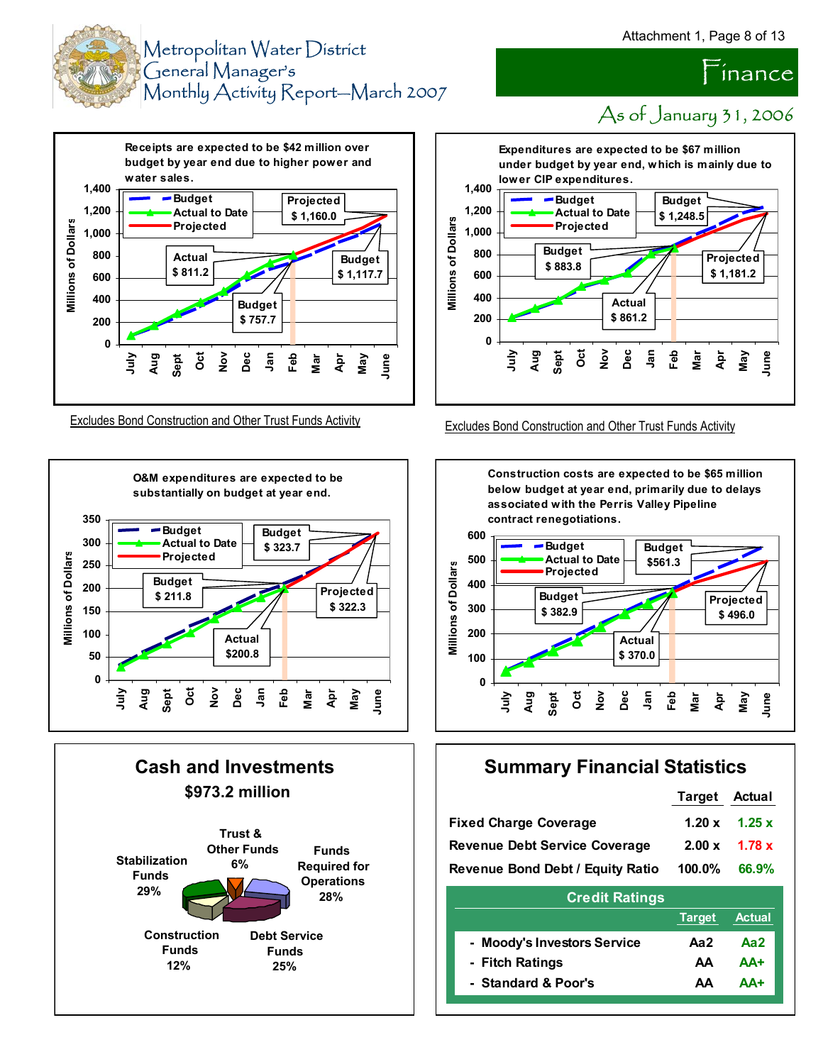# Metropolitan Water District General Manager's Monthly Activity Report—March 2007

# Finance

## As of January 31, 2006

**Receipts are expected to be $42 million over budget by year end due to higher power and water sales.**

Legend: Budget; Actual to Date; Projected

- Projected $ 1,160.0
- Actual $ 811.2
- Budget $ 1,117.7
- Budget $ 757.7

Excludes Bond Construction and Other Trust Funds Activity

**Expenditures are expected to be $67 million under budget by year end, which is mainly due to lower CIP expenditures.**

Legend: Budget; Actual to Date; Projected

- Budget $ 1,248.5
- Budget $ 883.8
- Projected $ 1,181.2
- Actual $ 861.2

Excludes Bond Construction and Other Trust Funds Activity

**O&M expenditures are expected to be substantially on budget at year end.**

Legend: Budget; Actual to Date; Projected

- Budget $ 323.7
- Budget $ 211.8
- Projected $ 322.3
- Actual $200.8

**Construction costs are expected to be $65 million below budget at year end, primarily due to delays associated with the Perris Valley Pipeline contract renegotiations.**

Legend: Budget; Actual to Date; Projected

- Budget $561.3
- Budget $ 382.9
- Projected $ 496.0
- Actual $ 370.0

## Cash and Investments

**$973.2 million**

- Stabilization Funds 29%
- Trust & Other Funds 6%
- Funds Required for Operations 28%
- Debt Service Funds 25%
- Construction Funds 12%

## Summary Financial Statistics

| | Target | Actual |
|---|---|---|
| Fixed Charge Coverage | 1.20 x | 1.25 x |
| Revenue Debt Service Coverage | 2.00 x | 1.78 x |
| Revenue Bond Debt / Equity Ratio | 100.0% | 66.9% |

**Credit Ratings**

| | Target | Actual |
|---|---|---|
| - Moody's Investors Service | Aa2 | Aa2 |
| - Fitch Ratings | AA | AA+ |
| - Standard & Poor's | AA | AA+ |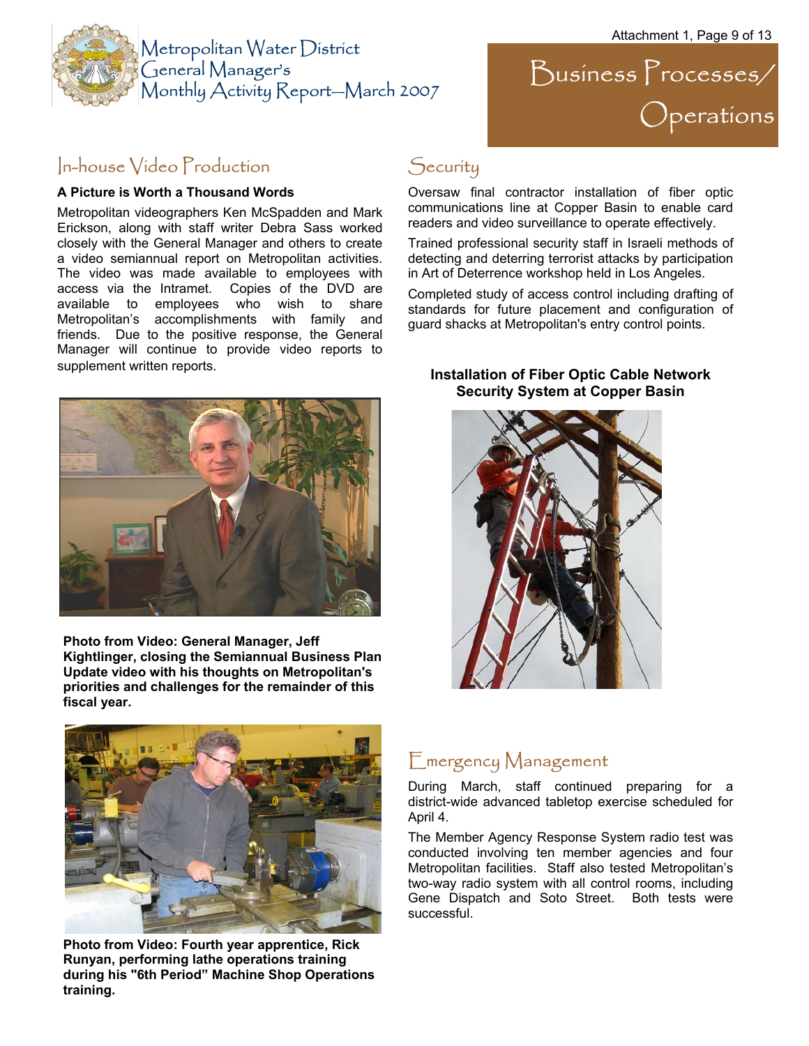# Business Processes/ Operations

## In-house Video Production

**A Picture is Worth a Thousand Words**

Metropolitan videographers Ken McSpadden and Mark Erickson, along with staff writer Debra Sass worked closely with the General Manager and others to create a video semiannual report on Metropolitan activities. The video was made available to employees with access via the Intramet. Copies of the DVD are available to employees who wish to share Metropolitan's accomplishments with family and friends. Due to the positive response, the General Manager will continue to provide video reports to supplement written reports.

**Photo from Video: General Manager, Jeff Kightlinger, closing the Semiannual Business Plan Update video with his thoughts on Metropolitan's priorities and challenges for the remainder of this fiscal year.**

**Photo from Video: Fourth year apprentice, Rick Runyan, performing lathe operations training during his "6th Period" Machine Shop Operations training.**

## Security

Oversaw final contractor installation of fiber optic communications line at Copper Basin to enable card readers and video surveillance to operate effectively.

Trained professional security staff in Israeli methods of detecting and deterring terrorist attacks by participation in Art of Deterrence workshop held in Los Angeles.

Completed study of access control including drafting of standards for future placement and configuration of guard shacks at Metropolitan's entry control points.

**Installation of Fiber Optic Cable Network Security System at Copper Basin**

## Emergency Management

During March, staff continued preparing for a district-wide advanced tabletop exercise scheduled for April 4.

The Member Agency Response System radio test was conducted involving ten member agencies and four Metropolitan facilities. Staff also tested Metropolitan's two-way radio system with all control rooms, including Gene Dispatch and Soto Street. Both tests were successful.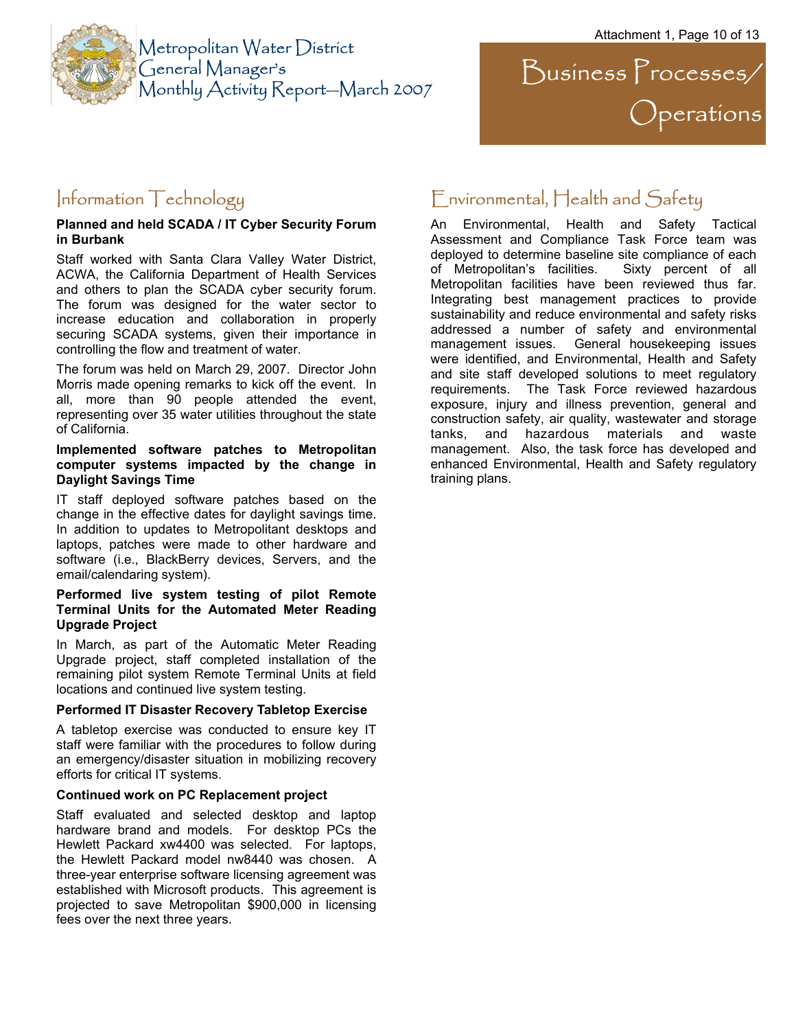# Business Processes/ Operations

## Information Technology

**Planned and held SCADA / IT Cyber Security Forum in Burbank**

Staff worked with Santa Clara Valley Water District, ACWA, the California Department of Health Services and others to plan the SCADA cyber security forum. The forum was designed for the water sector to increase education and collaboration in properly securing SCADA systems, given their importance in controlling the flow and treatment of water.

The forum was held on March 29, 2007. Director John Morris made opening remarks to kick off the event. In all, more than 90 people attended the event, representing over 35 water utilities throughout the state of California.

**Implemented software patches to Metropolitan computer systems impacted by the change in Daylight Savings Time**

IT staff deployed software patches based on the change in the effective dates for daylight savings time. In addition to updates to Metropolitant desktops and laptops, patches were made to other hardware and software (i.e., BlackBerry devices, Servers, and the email/calendaring system).

**Performed live system testing of pilot Remote Terminal Units for the Automated Meter Reading Upgrade Project**

In March, as part of the Automatic Meter Reading Upgrade project, staff completed installation of the remaining pilot system Remote Terminal Units at field locations and continued live system testing.

**Performed IT Disaster Recovery Tabletop Exercise**

A tabletop exercise was conducted to ensure key IT staff were familiar with the procedures to follow during an emergency/disaster situation in mobilizing recovery efforts for critical IT systems.

**Continued work on PC Replacement project**

Staff evaluated and selected desktop and laptop hardware brand and models. For desktop PCs the Hewlett Packard xw4400 was selected. For laptops, the Hewlett Packard model nw8440 was chosen. A three-year enterprise software licensing agreement was established with Microsoft products. This agreement is projected to save Metropolitan $900,000 in licensing fees over the next three years.

## Environmental, Health and Safety

An Environmental, Health and Safety Tactical Assessment and Compliance Task Force team was deployed to determine baseline site compliance of each of Metropolitan's facilities. Sixty percent of all Metropolitan facilities have been reviewed thus far. Integrating best management practices to provide sustainability and reduce environmental and safety risks addressed a number of safety and environmental management issues. General housekeeping issues were identified, and Environmental, Health and Safety and site staff developed solutions to meet regulatory requirements. The Task Force reviewed hazardous exposure, injury and illness prevention, general and construction safety, air quality, wastewater and storage tanks, and hazardous materials and waste management. Also, the task force has developed and enhanced Environmental, Health and Safety regulatory training plans.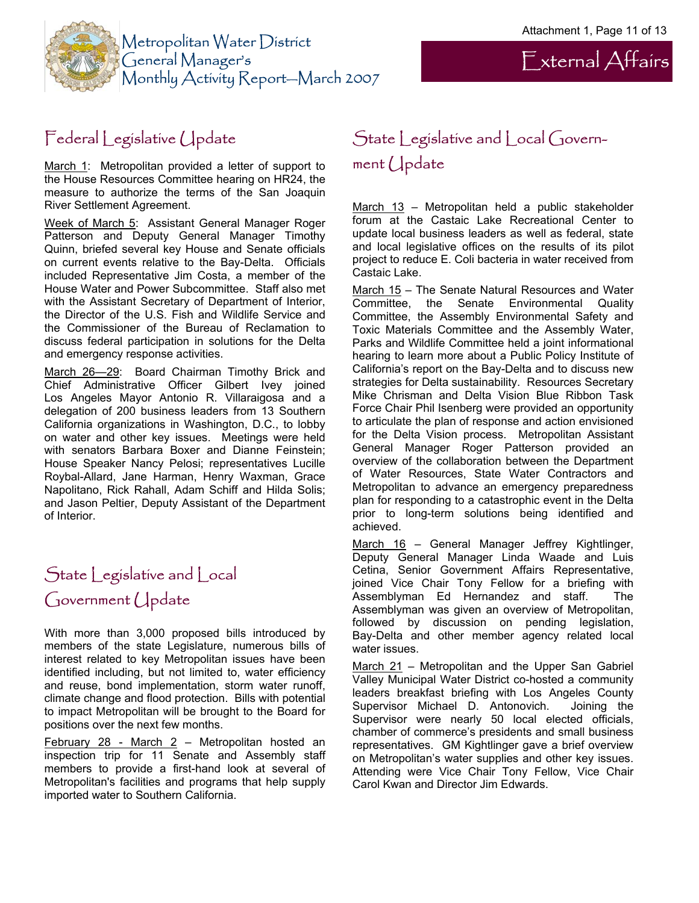# Metropolitan Water District General Manager's Monthly Activity Report—March 2007

# External Affairs

## Federal Legislative Update

March 1: Metropolitan provided a letter of support to the House Resources Committee hearing on HR24, the measure to authorize the terms of the San Joaquin River Settlement Agreement.

Week of March 5: Assistant General Manager Roger Patterson and Deputy General Manager Timothy Quinn, briefed several key House and Senate officials on current events relative to the Bay-Delta. Officials included Representative Jim Costa, a member of the House Water and Power Subcommittee. Staff also met with the Assistant Secretary of Department of Interior, the Director of the U.S. Fish and Wildlife Service and the Commissioner of the Bureau of Reclamation to discuss federal participation in solutions for the Delta and emergency response activities.

March 26—29: Board Chairman Timothy Brick and Chief Administrative Officer Gilbert Ivey joined Los Angeles Mayor Antonio R. Villaraigosa and a delegation of 200 business leaders from 13 Southern California organizations in Washington, D.C., to lobby on water and other key issues. Meetings were held with senators Barbara Boxer and Dianne Feinstein; House Speaker Nancy Pelosi; representatives Lucille Roybal-Allard, Jane Harman, Henry Waxman, Grace Napolitano, Rick Rahall, Adam Schiff and Hilda Solis; and Jason Peltier, Deputy Assistant of the Department of Interior.

## State Legislative and Local Government Update

With more than 3,000 proposed bills introduced by members of the state Legislature, numerous bills of interest related to key Metropolitan issues have been identified including, but not limited to, water efficiency and reuse, bond implementation, storm water runoff, climate change and flood protection. Bills with potential to impact Metropolitan will be brought to the Board for positions over the next few months.

February 28 - March 2 – Metropolitan hosted an inspection trip for 11 Senate and Assembly staff members to provide a first-hand look at several of Metropolitan's facilities and programs that help supply imported water to Southern California.

## State Legislative and Local Government Update

March 13 – Metropolitan held a public stakeholder forum at the Castaic Lake Recreational Center to update local business leaders as well as federal, state and local legislative offices on the results of its pilot project to reduce E. Coli bacteria in water received from Castaic Lake.

March 15 – The Senate Natural Resources and Water Committee, the Senate Environmental Quality Committee, the Assembly Environmental Safety and Toxic Materials Committee and the Assembly Water, Parks and Wildlife Committee held a joint informational hearing to learn more about a Public Policy Institute of California's report on the Bay-Delta and to discuss new strategies for Delta sustainability. Resources Secretary Mike Chrisman and Delta Vision Blue Ribbon Task Force Chair Phil Isenberg were provided an opportunity to articulate the plan of response and action envisioned for the Delta Vision process. Metropolitan Assistant General Manager Roger Patterson provided an overview of the collaboration between the Department of Water Resources, State Water Contractors and Metropolitan to advance an emergency preparedness plan for responding to a catastrophic event in the Delta prior to long-term solutions being identified and achieved.

March 16 – General Manager Jeffrey Kightlinger, Deputy General Manager Linda Waade and Luis Cetina, Senior Government Affairs Representative, joined Vice Chair Tony Fellow for a briefing with Assemblyman Ed Hernandez and staff. The Assemblyman was given an overview of Metropolitan, followed by discussion on pending legislation, Bay-Delta and other member agency related local water issues.

March 21 – Metropolitan and the Upper San Gabriel Valley Municipal Water District co-hosted a community leaders breakfast briefing with Los Angeles County Supervisor Michael D. Antonovich. Joining the Supervisor were nearly 50 local elected officials, chamber of commerce's presidents and small business representatives. GM Kightlinger gave a brief overview on Metropolitan's water supplies and other key issues. Attending were Vice Chair Tony Fellow, Vice Chair Carol Kwan and Director Jim Edwards.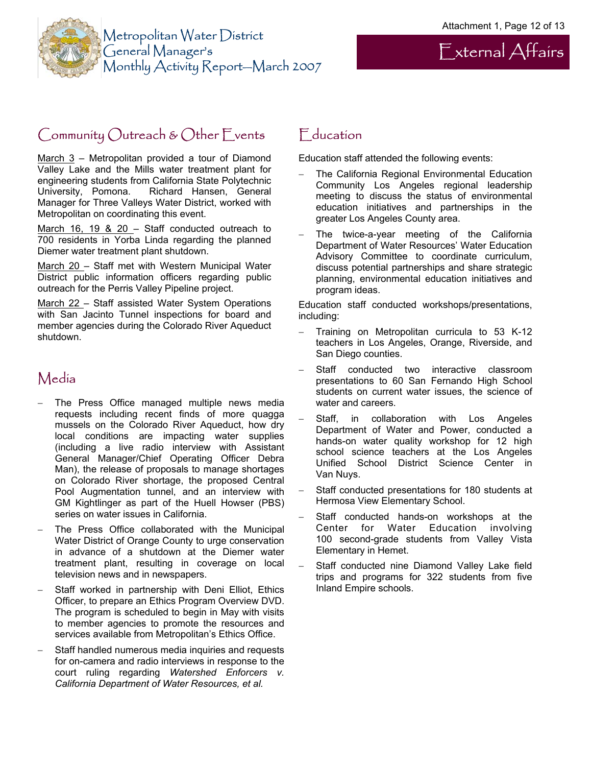## Community Outreach & Other Events

March 3 – Metropolitan provided a tour of Diamond Valley Lake and the Mills water treatment plant for engineering students from California State Polytechnic University, Pomona. Richard Hansen, General Manager for Three Valleys Water District, worked with Metropolitan on coordinating this event.

March 16, 19 & 20 – Staff conducted outreach to 700 residents in Yorba Linda regarding the planned Diemer water treatment plant shutdown.

March 20 – Staff met with Western Municipal Water District public information officers regarding public outreach for the Perris Valley Pipeline project.

March 22 – Staff assisted Water System Operations with San Jacinto Tunnel inspections for board and member agencies during the Colorado River Aqueduct shutdown.

## Media

- The Press Office managed multiple news media requests including recent finds of more quagga mussels on the Colorado River Aqueduct, how dry local conditions are impacting water supplies (including a live radio interview with Assistant General Manager/Chief Operating Officer Debra Man), the release of proposals to manage shortages on Colorado River shortage, the proposed Central Pool Augmentation tunnel, and an interview with GM Kightlinger as part of the Huell Howser (PBS) series on water issues in California.
- The Press Office collaborated with the Municipal Water District of Orange County to urge conservation in advance of a shutdown at the Diemer water treatment plant, resulting in coverage on local television news and in newspapers.
- Staff worked in partnership with Deni Elliot, Ethics Officer, to prepare an Ethics Program Overview DVD. The program is scheduled to begin in May with visits to member agencies to promote the resources and services available from Metropolitan's Ethics Office.
- Staff handled numerous media inquiries and requests for on-camera and radio interviews in response to the court ruling regarding *Watershed Enforcers v. California Department of Water Resources, et al.*

## Education

Education staff attended the following events:

- The California Regional Environmental Education Community Los Angeles regional leadership meeting to discuss the status of environmental education initiatives and partnerships in the greater Los Angeles County area.
- The twice-a-year meeting of the California Department of Water Resources' Water Education Advisory Committee to coordinate curriculum, discuss potential partnerships and share strategic planning, environmental education initiatives and program ideas.

Education staff conducted workshops/presentations, including:

- Training on Metropolitan curricula to 53 K-12 teachers in Los Angeles, Orange, Riverside, and San Diego counties.
- Staff conducted two interactive classroom presentations to 60 San Fernando High School students on current water issues, the science of water and careers.
- Staff, in collaboration with Los Angeles Department of Water and Power, conducted a hands-on water quality workshop for 12 high school science teachers at the Los Angeles Unified School District Science Center in Van Nuys.
- Staff conducted presentations for 180 students at Hermosa View Elementary School.
- Staff conducted hands-on workshops at the Center for Water Education involving 100 second-grade students from Valley Vista Elementary in Hemet.
- Staff conducted nine Diamond Valley Lake field trips and programs for 322 students from five Inland Empire schools.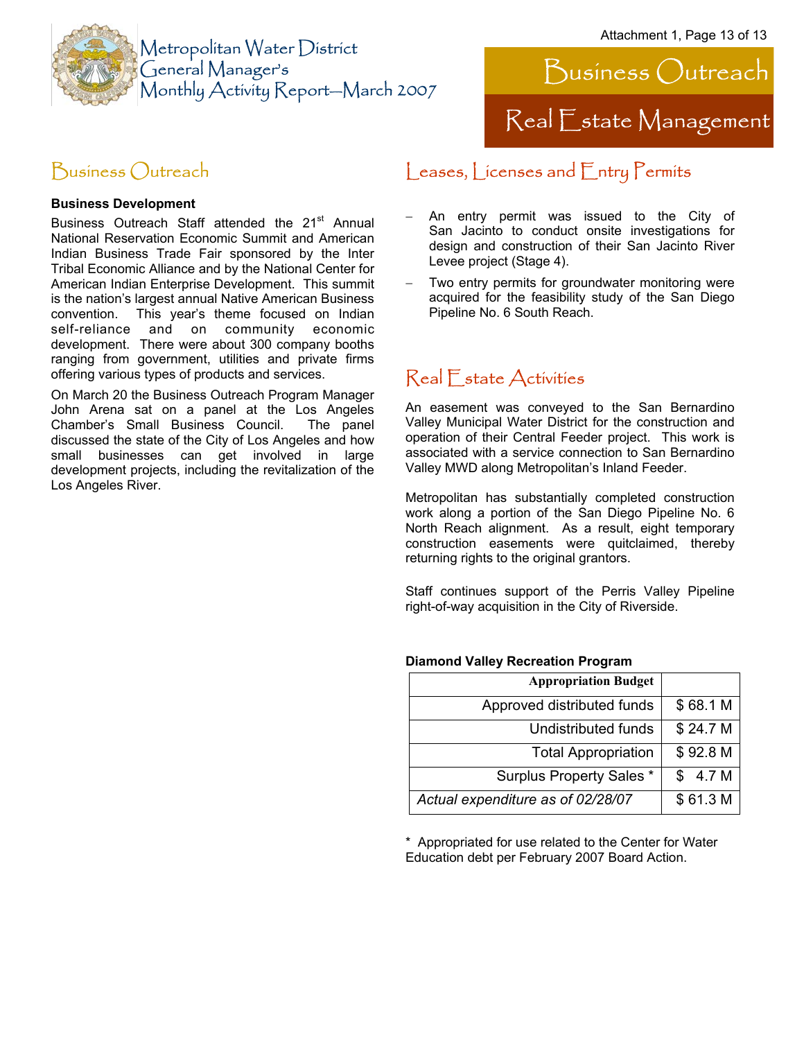# Business Outreach

## Real Estate Management

## Business Outreach

**Business Development**

Business Outreach Staff attended the 21st Annual National Reservation Economic Summit and American Indian Business Trade Fair sponsored by the Inter Tribal Economic Alliance and by the National Center for American Indian Enterprise Development. This summit is the nation's largest annual Native American Business convention. This year's theme focused on Indian self-reliance and on community economic development. There were about 300 company booths ranging from government, utilities and private firms offering various types of products and services.

On March 20 the Business Outreach Program Manager John Arena sat on a panel at the Los Angeles Chamber's Small Business Council. The panel discussed the state of the City of Los Angeles and how small businesses can get involved in large development projects, including the revitalization of the Los Angeles River.

## Leases, Licenses and Entry Permits

- An entry permit was issued to the City of San Jacinto to conduct onsite investigations for design and construction of their San Jacinto River Levee project (Stage 4).
- Two entry permits for groundwater monitoring were acquired for the feasibility study of the San Diego Pipeline No. 6 South Reach.

## Real Estate Activities

An easement was conveyed to the San Bernardino Valley Municipal Water District for the construction and operation of their Central Feeder project. This work is associated with a service connection to San Bernardino Valley MWD along Metropolitan's Inland Feeder.

Metropolitan has substantially completed construction work along a portion of the San Diego Pipeline No. 6 North Reach alignment. As a result, eight temporary construction easements were quitclaimed, thereby returning rights to the original grantors.

Staff continues support of the Perris Valley Pipeline right-of-way acquisition in the City of Riverside.

**Diamond Valley Recreation Program**

| Appropriation Budget | |
|---|---|
| Approved distributed funds | $ 68.1 M |
| Undistributed funds | $ 24.7 M |
| Total Appropriation | $ 92.8 M |
| Surplus Property Sales * | $ 4.7 M |
| *Actual expenditure as of 02/28/07* | $ 61.3 M |

\* Appropriated for use related to the Center for Water Education debt per February 2007 Board Action.